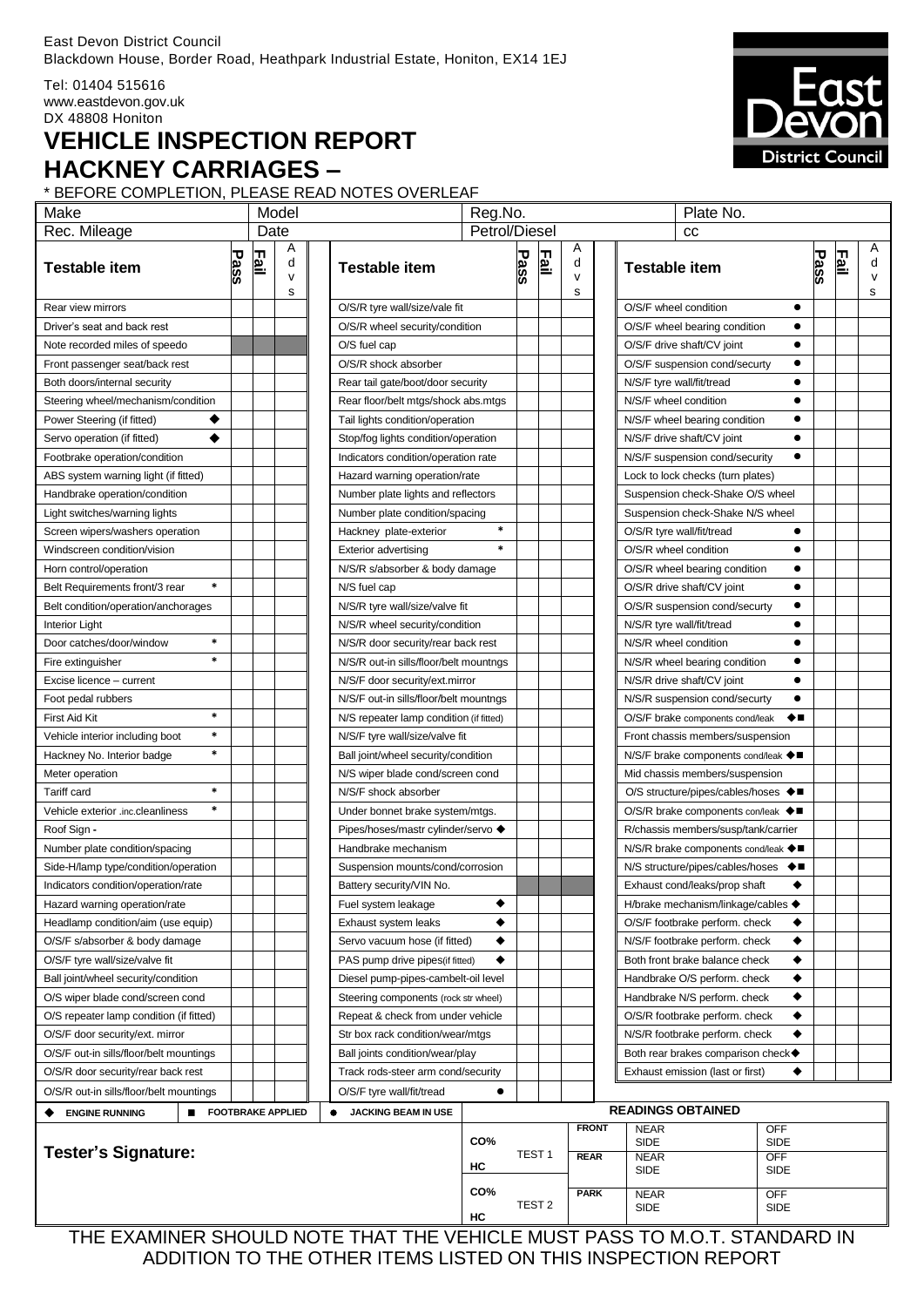East Devon District Council
Blackdown House, Border Road, Heathpark Industrial Estate, Honiton, EX14 1EJ

Tel: 01404 515616
www.eastdevon.gov.uk
DX 48808 Honiton

# VEHICLE INSPECTION REPORT
# HACKNEY CARRIAGES –

\* BEFORE COMPLETION, PLEASE READ NOTES OVERLEAF

| Make | Model | Reg.No. | Plate No. |
|---|---|---|---|
| Rec. Mileage | Date | Petrol/Diesel | cc |

| Testable item | Pass | Fail | Advs | Testable item | Pass | Fail | Advs | Testable item | Pass | Fail | Advs |
|---|---|---|---|---|---|---|---|---|---|---|---|
| Rear view mirrors | | | | O/S/R tyre wall/size/vale fit | | | | O/S/F wheel condition ● | | | |
| Driver's seat and back rest | | | | O/S/R wheel security/condition | | | | O/S/F wheel bearing condition ● | | | |
| Note recorded miles of speedo | | | | O/S fuel cap | | | | O/S/F drive shaft/CV joint ● | | | |
| Front passenger seat/back rest | | | | O/S/R shock absorber | | | | O/S/F suspension cond/securty ● | | | |
| Both doors/internal security | | | | Rear tail gate/boot/door security | | | | N/S/F tyre wall/fit/tread ● | | | |
| Steering wheel/mechanism/condition | | | | Rear floor/belt mtgs/shock abs.mtgs | | | | N/S/F wheel condition ● | | | |
| Power Steering (if fitted) ◆ | | | | Tail lights condition/operation | | | | N/S/F wheel bearing condition ● | | | |
| Servo operation (if fitted) ◆ | | | | Stop/fog lights condition/operation | | | | N/S/F drive shaft/CV joint ● | | | |
| Footbrake operation/condition | | | | Indicators condition/operation rate | | | | N/S/F suspension cond/security ● | | | |
| ABS system warning light (if fitted) | | | | Hazard warning operation/rate | | | | Lock to lock checks (turn plates) | | | |
| Handbrake operation/condition | | | | Number plate lights and reflectors | | | | Suspension check-Shake O/S wheel | | | |
| Light switches/warning lights | | | | Number plate condition/spacing | | | | Suspension check-Shake N/S wheel | | | |
| Screen wipers/washers operation | | | | Hackney plate-exterior * | | | | O/S/R tyre wall/fit/tread ● | | | |
| Windscreen condition/vision | | | | Exterior advertising * | | | | O/S/R wheel condition ● | | | |
| Horn control/operation | | | | N/S/R s/absorber & body damage | | | | O/S/R wheel bearing condition ● | | | |
| Belt Requirements front/3 rear * | | | | N/S fuel cap | | | | O/S/R drive shaft/CV joint ● | | | |
| Belt condition/operation/anchorages | | | | N/S/R tyre wall/size/valve fit | | | | O/S/R suspension cond/securty ● | | | |
| Interior Light | | | | N/S/R wheel security/condition | | | | N/S/R tyre wall/fit/tread ● | | | |
| Door catches/door/window * | | | | N/S/R door security/rear back rest | | | | N/S/R wheel condition ● | | | |
| Fire extinguisher * | | | | N/S/R out-in sills/floor/belt mountngs | | | | N/S/R wheel bearing condition ● | | | |
| Excise licence – current | | | | N/S/F door security/ext.mirror | | | | N/S/R drive shaft/CV joint ● | | | |
| Foot pedal rubbers | | | | N/S/F out-in sills/floor/belt mountngs | | | | N/S/R suspension cond/securty ● | | | |
| First Aid Kit * | | | | N/S repeater lamp condition (if fitted) | | | | O/S/F brake components cond/leak ◆■ | | | |
| Vehicle interior including boot * | | | | N/S/F tyre wall/size/valve fit | | | | Front chassis members/suspension | | | |
| Hackney No. Interior badge * | | | | Ball joint/wheel security/condition | | | | N/S/F brake components cond/leak ◆■ | | | |
| Meter operation | | | | N/S wiper blade cond/screen cond | | | | Mid chassis members/suspension | | | |
| Tariff card * | | | | N/S/F shock absorber | | | | O/S structure/pipes/cables/hoses ◆■ | | | |
| Vehicle exterior .inc.cleanliness * | | | | Under bonnet brake system/mtgs. | | | | O/S/R brake components con/leak ◆■ | | | |
| Roof Sign - | | | | Pipes/hoses/mastr cylinder/servo ◆ | | | | R/chassis members/susp/tank/carrier | | | |
| Number plate condition/spacing | | | | Handbrake mechanism | | | | N/S/R brake components cond/leak ◆■ | | | |
| Side-H/lamp type/condition/operation | | | | Suspension mounts/cond/corrosion | | | | N/S structure/pipes/cables/hoses ◆■ | | | |
| Indicators condition/operation/rate | | | | Battery security/VIN No. | | | | Exhaust cond/leaks/prop shaft ◆ | | | |
| Hazard warning operation/rate | | | | Fuel system leakage ◆ | | | | H/brake mechanism/linkage/cables ◆ | | | |
| Headlamp condition/aim (use equip) | | | | Exhaust system leaks ◆ | | | | O/S/F footbrake perform. check ◆ | | | |
| O/S/F s/absorber & body damage | | | | Servo vacuum hose (if fitted) ◆ | | | | N/S/F footbrake perform. check ◆ | | | |
| O/S/F tyre wall/size/valve fit | | | | PAS pump drive pipes(if fitted) ◆ | | | | Both front brake balance check ◆ | | | |
| Ball joint/wheel security/condition | | | | Diesel pump-pipes-cambelt-oil level | | | | Handbrake O/S perform. check ◆ | | | |
| O/S wiper blade cond/screen cond | | | | Steering components (rock str wheel) | | | | Handbrake N/S perform. check ◆ | | | |
| O/S repeater lamp condition (if fitted) | | | | Repeat & check from under vehicle | | | | O/S/R footbrake perform. check ◆ | | | |
| O/S/F door security/ext. mirror | | | | Str box rack condition/wear/mtgs | | | | N/S/R footbrake perform. check ◆ | | | |
| O/S/F out-in sills/floor/belt mountings | | | | Ball joints condition/wear/play | | | | Both rear brakes comparison check◆ | | | |
| O/S/R door security/rear back rest | | | | Track rods-steer arm cond/security | | | | Exhaust emission (last or first) ◆ | | | |
| O/S/R out-in sills/floor/belt mountings | | | | O/S/F tyre wall/fit/tread ● | | | | | | | |

◆ ENGINE RUNNING ■ FOOTBRAKE APPLIED ● JACKING BEAM IN USE

**Tester's Signature:**

**READINGS OBTAINED**

| | | | | |
|---|---|---|---|---|
| CO% / HC | TEST 1 | FRONT | NEAR SIDE | OFF SIDE |
| | | REAR | NEAR SIDE | OFF SIDE |
| CO% / HC | TEST 2 | PARK | NEAR SIDE | OFF SIDE |

THE EXAMINER SHOULD NOTE THAT THE VEHICLE MUST PASS TO M.O.T. STANDARD IN ADDITION TO THE OTHER ITEMS LISTED ON THIS INSPECTION REPORT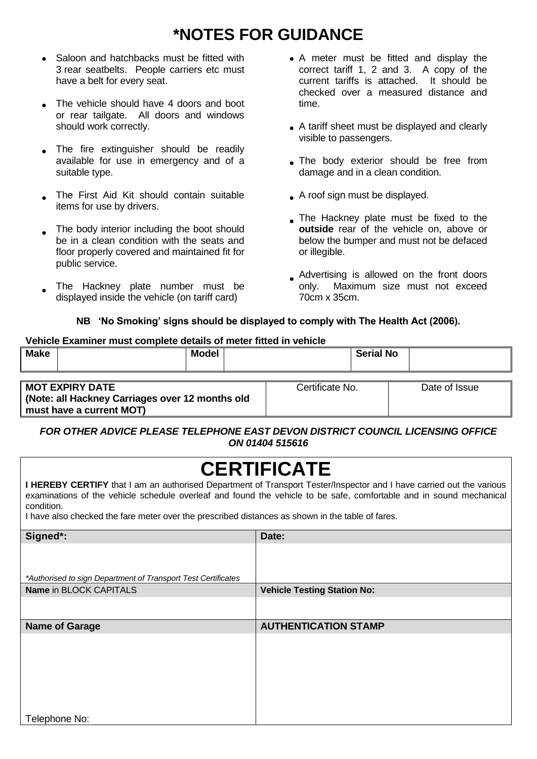# *NOTES FOR GUIDANCE

- Saloon and hatchbacks must be fitted with 3 rear seatbelts. People carriers etc must have a belt for every seat.
- The vehicle should have 4 doors and boot or rear tailgate. All doors and windows should work correctly.
- The fire extinguisher should be readily available for use in emergency and of a suitable type.
- The First Aid Kit should contain suitable items for use by drivers.
- The body interior including the boot should be in a clean condition with the seats and floor properly covered and maintained fit for public service.
- The Hackney plate number must be displayed inside the vehicle (on tariff card)
- A meter must be fitted and display the correct tariff 1, 2 and 3. A copy of the current tariffs is attached. It should be checked over a measured distance and time.
- A tariff sheet must be displayed and clearly visible to passengers.
- The body exterior should be free from damage and in a clean condition.
- A roof sign must be displayed.
- The Hackney plate must be fixed to the **outside** rear of the vehicle on, above or below the bumper and must not be defaced or illegible.
- Advertising is allowed on the front doors only. Maximum size must not exceed 70cm x 35cm.

**NB 'No Smoking' signs should be displayed to comply with The Health Act (2006).**

**Vehicle Examiner must complete details of meter fitted in vehicle**

| **Make** | | **Model** | | **Serial No** | |
|---|---|---|---|---|---|

| **MOT EXPIRY DATE (Note: all Hackney Carriages over 12 months old must have a current MOT)** | Certificate No. | Date of Issue |
|---|---|---|

***FOR OTHER ADVICE PLEASE TELEPHONE EAST DEVON DISTRICT COUNCIL LICENSING OFFICE ON 01404 515616***

# CERTIFICATE

**I HEREBY CERTIFY** that I am an authorised Department of Transport Tester/Inspector and I have carried out the various examinations of the vehicle schedule overleaf and found the vehicle to be safe, comfortable and in sound mechanical condition.

I have also checked the fare meter over the prescribed distances as shown in the table of fares.

| **Signed*:** | **Date:** |
|---|---|
| *\*Authorised to sign Department of Transport Test Certificates* | |
| **Name** in BLOCK CAPITALS | **Vehicle Testing Station No:** |
| | |
| **Name of Garage** | **AUTHENTICATION STAMP** |
| Telephone No: | |